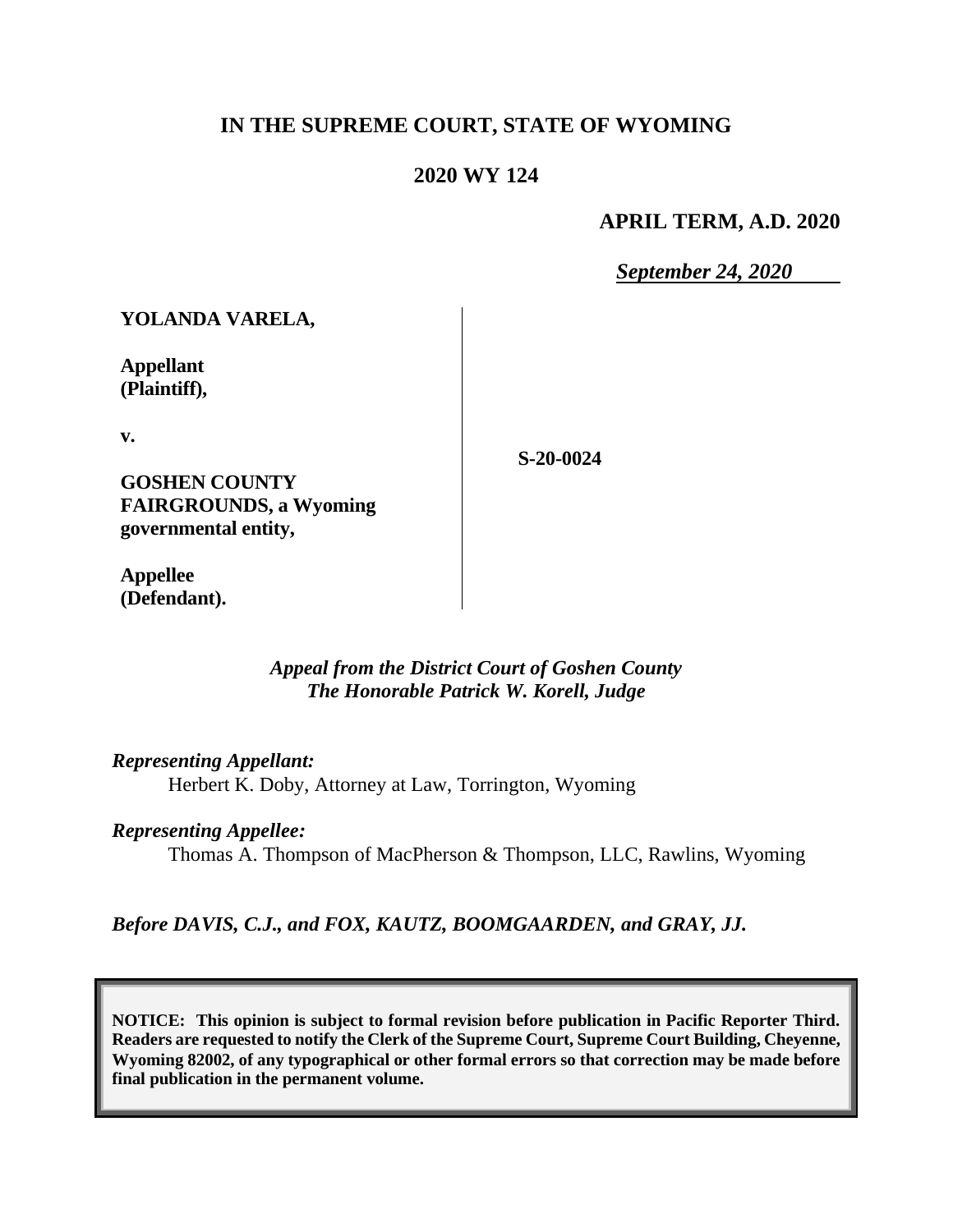# IN THE SUPREME COURT, STATE OF WYOMING

## 2020 WY 124

**APRIL TERM, A.D. 2020**

*September 24, 2020*

| | |
|---|---|
| **YOLANDA VARELA,**<br><br>**Appellant (Plaintiff),**<br><br>**v.**<br><br>**GOSHEN COUNTY FAIRGROUNDS, a Wyoming governmental entity,**<br><br>**Appellee (Defendant).** | **S-20-0024** |

*Appeal from the District Court of Goshen County*
*The Honorable Patrick W. Korell, Judge*

*Representing Appellant:*
Herbert K. Doby, Attorney at Law, Torrington, Wyoming

*Representing Appellee:*
Thomas A. Thompson of MacPherson & Thompson, LLC, Rawlins, Wyoming

*Before DAVIS, C.J., and FOX, KAUTZ, BOOMGAARDEN, and GRAY, JJ.*

**NOTICE: This opinion is subject to formal revision before publication in Pacific Reporter Third. Readers are requested to notify the Clerk of the Supreme Court, Supreme Court Building, Cheyenne, Wyoming 82002, of any typographical or other formal errors so that correction may be made before final publication in the permanent volume.**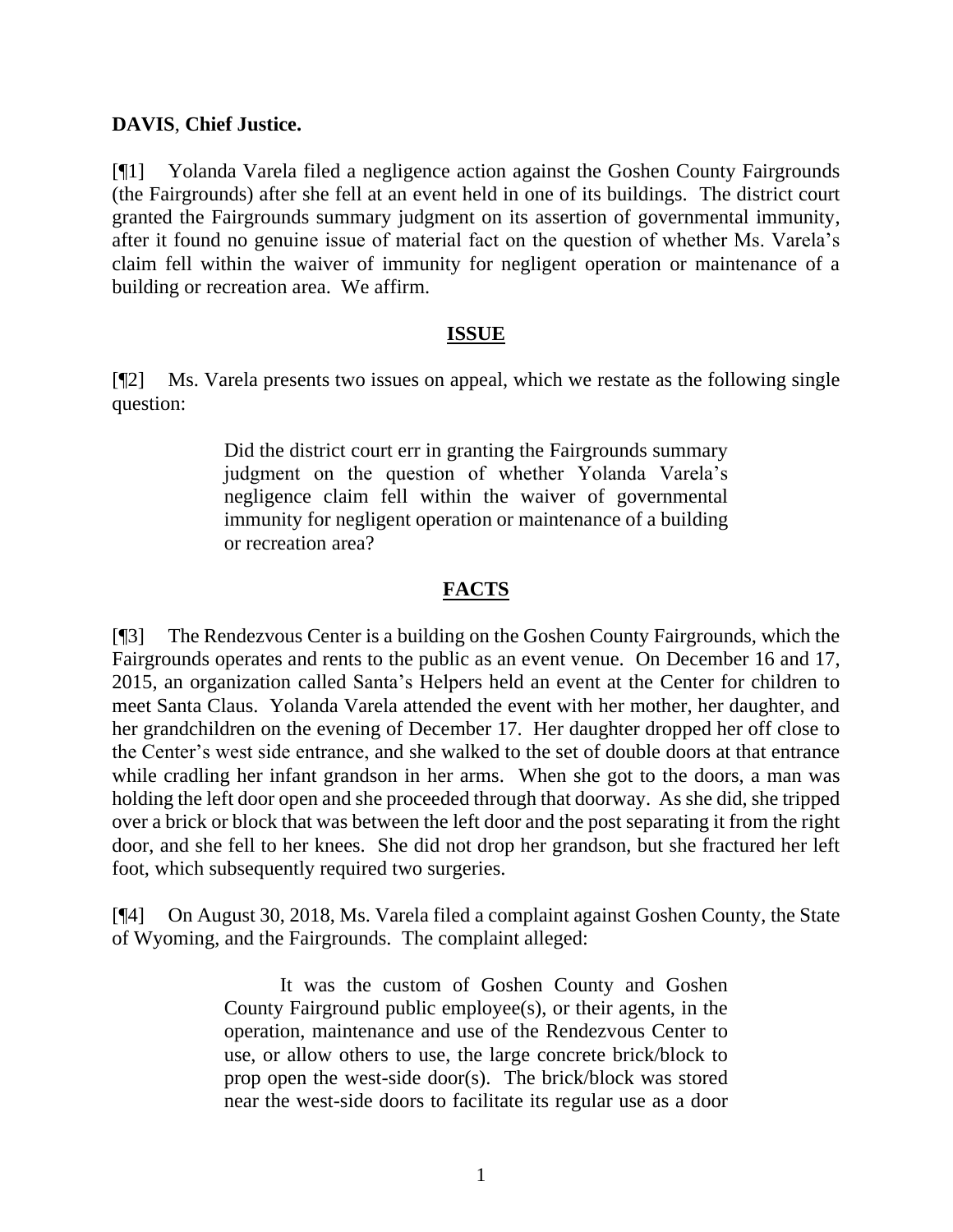**DAVIS**, **Chief Justice.**

[¶1] Yolanda Varela filed a negligence action against the Goshen County Fairgrounds (the Fairgrounds) after she fell at an event held in one of its buildings. The district court granted the Fairgrounds summary judgment on its assertion of governmental immunity, after it found no genuine issue of material fact on the question of whether Ms. Varela's claim fell within the waiver of immunity for negligent operation or maintenance of a building or recreation area. We affirm.

## ISSUE

[¶2] Ms. Varela presents two issues on appeal, which we restate as the following single question:

> Did the district court err in granting the Fairgrounds summary judgment on the question of whether Yolanda Varela's negligence claim fell within the waiver of governmental immunity for negligent operation or maintenance of a building or recreation area?

## FACTS

[¶3] The Rendezvous Center is a building on the Goshen County Fairgrounds, which the Fairgrounds operates and rents to the public as an event venue. On December 16 and 17, 2015, an organization called Santa's Helpers held an event at the Center for children to meet Santa Claus. Yolanda Varela attended the event with her mother, her daughter, and her grandchildren on the evening of December 17. Her daughter dropped her off close to the Center's west side entrance, and she walked to the set of double doors at that entrance while cradling her infant grandson in her arms. When she got to the doors, a man was holding the left door open and she proceeded through that doorway. As she did, she tripped over a brick or block that was between the left door and the post separating it from the right door, and she fell to her knees. She did not drop her grandson, but she fractured her left foot, which subsequently required two surgeries.

[¶4] On August 30, 2018, Ms. Varela filed a complaint against Goshen County, the State of Wyoming, and the Fairgrounds. The complaint alleged:

> It was the custom of Goshen County and Goshen County Fairground public employee(s), or their agents, in the operation, maintenance and use of the Rendezvous Center to use, or allow others to use, the large concrete brick/block to prop open the west-side door(s). The brick/block was stored near the west-side doors to facilitate its regular use as a door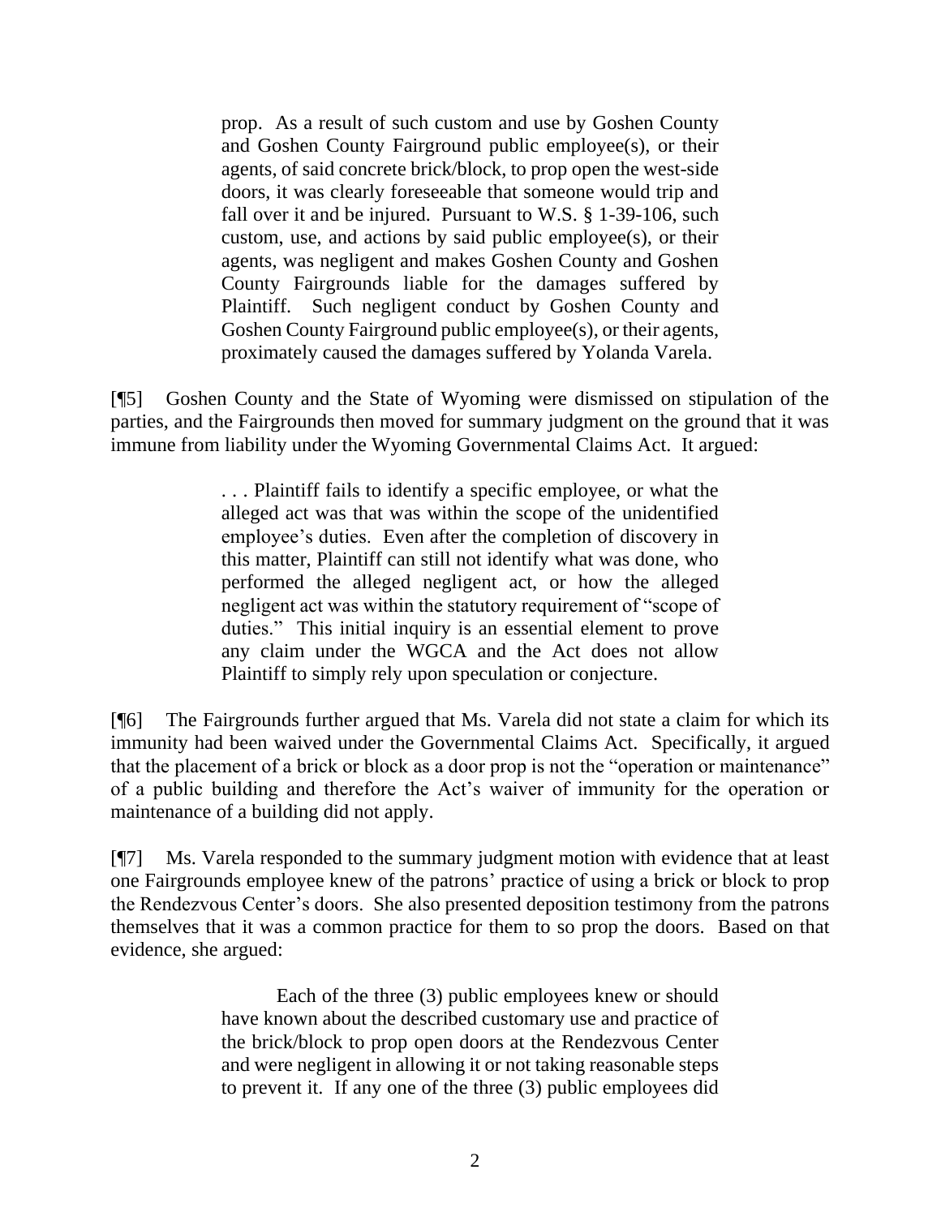> prop. As a result of such custom and use by Goshen County and Goshen County Fairground public employee(s), or their agents, of said concrete brick/block, to prop open the west-side doors, it was clearly foreseeable that someone would trip and fall over it and be injured. Pursuant to W.S. § 1-39-106, such custom, use, and actions by said public employee(s), or their agents, was negligent and makes Goshen County and Goshen County Fairgrounds liable for the damages suffered by Plaintiff. Such negligent conduct by Goshen County and Goshen County Fairground public employee(s), or their agents, proximately caused the damages suffered by Yolanda Varela.

[¶5] Goshen County and the State of Wyoming were dismissed on stipulation of the parties, and the Fairgrounds then moved for summary judgment on the ground that it was immune from liability under the Wyoming Governmental Claims Act. It argued:

> . . . Plaintiff fails to identify a specific employee, or what the alleged act was that was within the scope of the unidentified employee's duties. Even after the completion of discovery in this matter, Plaintiff can still not identify what was done, who performed the alleged negligent act, or how the alleged negligent act was within the statutory requirement of "scope of duties." This initial inquiry is an essential element to prove any claim under the WGCA and the Act does not allow Plaintiff to simply rely upon speculation or conjecture.

[¶6] The Fairgrounds further argued that Ms. Varela did not state a claim for which its immunity had been waived under the Governmental Claims Act. Specifically, it argued that the placement of a brick or block as a door prop is not the "operation or maintenance" of a public building and therefore the Act's waiver of immunity for the operation or maintenance of a building did not apply.

[¶7] Ms. Varela responded to the summary judgment motion with evidence that at least one Fairgrounds employee knew of the patrons' practice of using a brick or block to prop the Rendezvous Center's doors. She also presented deposition testimony from the patrons themselves that it was a common practice for them to so prop the doors. Based on that evidence, she argued:

> Each of the three (3) public employees knew or should have known about the described customary use and practice of the brick/block to prop open doors at the Rendezvous Center and were negligent in allowing it or not taking reasonable steps to prevent it. If any one of the three (3) public employees did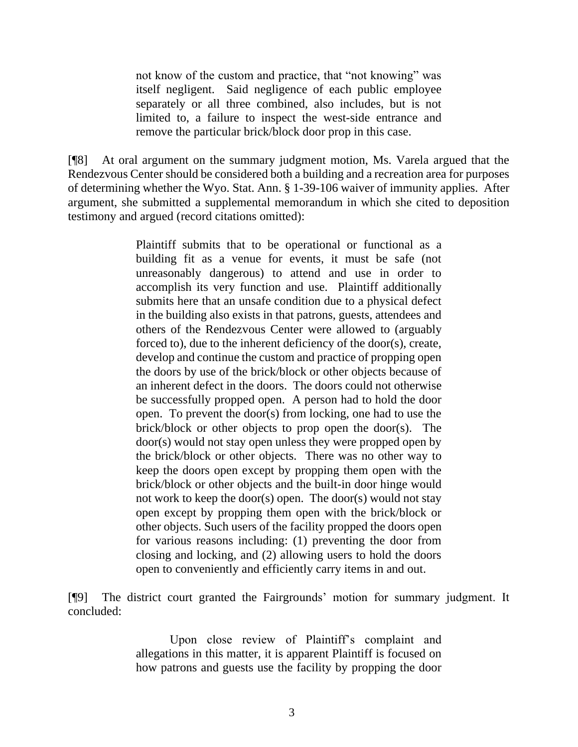> not know of the custom and practice, that "not knowing" was itself negligent. Said negligence of each public employee separately or all three combined, also includes, but is not limited to, a failure to inspect the west-side entrance and remove the particular brick/block door prop in this case.

[¶8] At oral argument on the summary judgment motion, Ms. Varela argued that the Rendezvous Center should be considered both a building and a recreation area for purposes of determining whether the Wyo. Stat. Ann. § 1-39-106 waiver of immunity applies. After argument, she submitted a supplemental memorandum in which she cited to deposition testimony and argued (record citations omitted):

> Plaintiff submits that to be operational or functional as a building fit as a venue for events, it must be safe (not unreasonably dangerous) to attend and use in order to accomplish its very function and use. Plaintiff additionally submits here that an unsafe condition due to a physical defect in the building also exists in that patrons, guests, attendees and others of the Rendezvous Center were allowed to (arguably forced to), due to the inherent deficiency of the door(s), create, develop and continue the custom and practice of propping open the doors by use of the brick/block or other objects because of an inherent defect in the doors. The doors could not otherwise be successfully propped open. A person had to hold the door open. To prevent the door(s) from locking, one had to use the brick/block or other objects to prop open the door(s). The door(s) would not stay open unless they were propped open by the brick/block or other objects. There was no other way to keep the doors open except by propping them open with the brick/block or other objects and the built-in door hinge would not work to keep the door(s) open. The door(s) would not stay open except by propping them open with the brick/block or other objects. Such users of the facility propped the doors open for various reasons including: (1) preventing the door from closing and locking, and (2) allowing users to hold the doors open to conveniently and efficiently carry items in and out.

[¶9] The district court granted the Fairgrounds' motion for summary judgment. It concluded:

> Upon close review of Plaintiff's complaint and allegations in this matter, it is apparent Plaintiff is focused on how patrons and guests use the facility by propping the door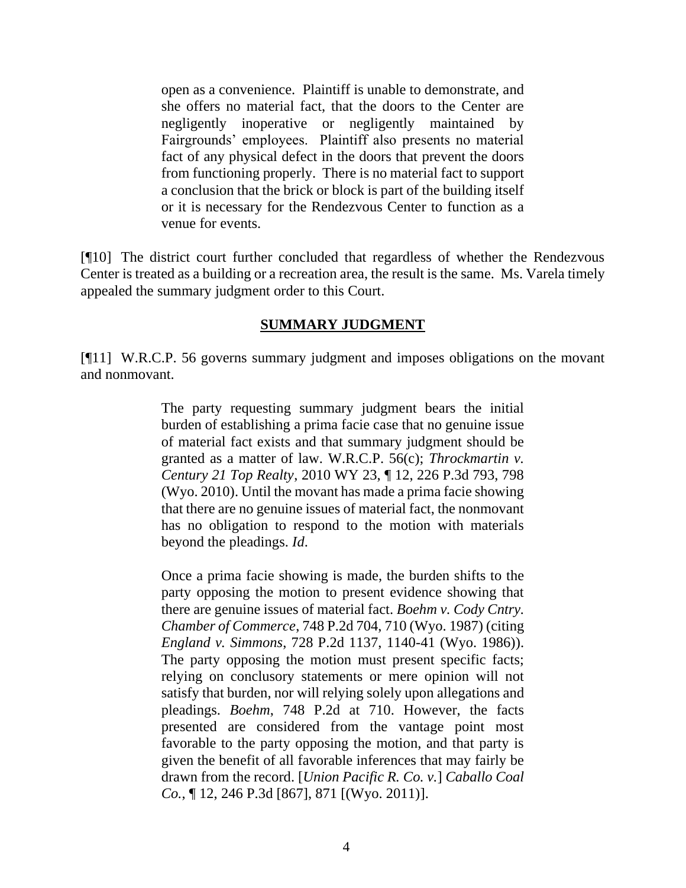> open as a convenience. Plaintiff is unable to demonstrate, and she offers no material fact, that the doors to the Center are negligently inoperative or negligently maintained by Fairgrounds' employees. Plaintiff also presents no material fact of any physical defect in the doors that prevent the doors from functioning properly. There is no material fact to support a conclusion that the brick or block is part of the building itself or it is necessary for the Rendezvous Center to function as a venue for events.

[¶10] The district court further concluded that regardless of whether the Rendezvous Center is treated as a building or a recreation area, the result is the same. Ms. Varela timely appealed the summary judgment order to this Court.

## SUMMARY JUDGMENT

[¶11] W.R.C.P. 56 governs summary judgment and imposes obligations on the movant and nonmovant.

> The party requesting summary judgment bears the initial burden of establishing a prima facie case that no genuine issue of material fact exists and that summary judgment should be granted as a matter of law. W.R.C.P. 56(c); *Throckmartin v. Century 21 Top Realty*, 2010 WY 23, ¶ 12, 226 P.3d 793, 798 (Wyo. 2010). Until the movant has made a prima facie showing that there are no genuine issues of material fact, the nonmovant has no obligation to respond to the motion with materials beyond the pleadings. *Id*.
>
> Once a prima facie showing is made, the burden shifts to the party opposing the motion to present evidence showing that there are genuine issues of material fact. *Boehm v. Cody Cntry. Chamber of Commerce*, 748 P.2d 704, 710 (Wyo. 1987) (citing *England v. Simmons*, 728 P.2d 1137, 1140-41 (Wyo. 1986)). The party opposing the motion must present specific facts; relying on conclusory statements or mere opinion will not satisfy that burden, nor will relying solely upon allegations and pleadings. *Boehm*, 748 P.2d at 710. However, the facts presented are considered from the vantage point most favorable to the party opposing the motion, and that party is given the benefit of all favorable inferences that may fairly be drawn from the record. [*Union Pacific R. Co. v.*] *Caballo Coal Co.*, ¶ 12, 246 P.3d [867], 871 [(Wyo. 2011)].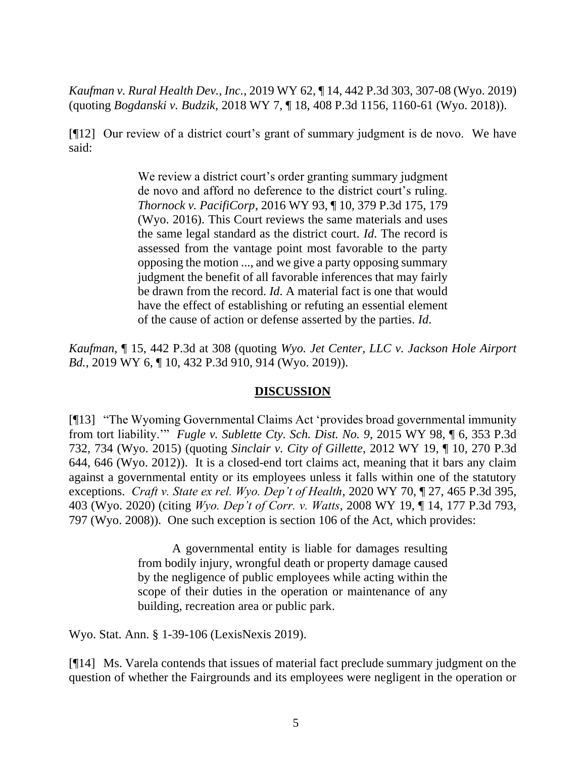*Kaufman v. Rural Health Dev., Inc.*, 2019 WY 62, ¶ 14, 442 P.3d 303, 307-08 (Wyo. 2019) (quoting *Bogdanski v. Budzik*, 2018 WY 7, ¶ 18, 408 P.3d 1156, 1160-61 (Wyo. 2018)).

[¶12] Our review of a district court's grant of summary judgment is de novo. We have said:

> We review a district court's order granting summary judgment de novo and afford no deference to the district court's ruling. *Thornock v. PacifiCorp*, 2016 WY 93, ¶ 10, 379 P.3d 175, 179 (Wyo. 2016). This Court reviews the same materials and uses the same legal standard as the district court. *Id*. The record is assessed from the vantage point most favorable to the party opposing the motion ..., and we give a party opposing summary judgment the benefit of all favorable inferences that may fairly be drawn from the record. *Id*. A material fact is one that would have the effect of establishing or refuting an essential element of the cause of action or defense asserted by the parties. *Id*.

*Kaufman*, ¶ 15, 442 P.3d at 308 (quoting *Wyo. Jet Center, LLC v. Jackson Hole Airport Bd.*, 2019 WY 6, ¶ 10, 432 P.3d 910, 914 (Wyo. 2019)).

## DISCUSSION

[¶13] "The Wyoming Governmental Claims Act 'provides broad governmental immunity from tort liability.'" *Fugle v. Sublette Cty. Sch. Dist. No. 9*, 2015 WY 98, ¶ 6, 353 P.3d 732, 734 (Wyo. 2015) (quoting *Sinclair v. City of Gillette*, 2012 WY 19, ¶ 10, 270 P.3d 644, 646 (Wyo. 2012)). It is a closed-end tort claims act, meaning that it bars any claim against a governmental entity or its employees unless it falls within one of the statutory exceptions. *Craft v. State ex rel. Wyo. Dep't of Health*, 2020 WY 70, ¶ 27, 465 P.3d 395, 403 (Wyo. 2020) (citing *Wyo. Dep't of Corr. v. Watts*, 2008 WY 19, ¶ 14, 177 P.3d 793, 797 (Wyo. 2008)). One such exception is section 106 of the Act, which provides:

> A governmental entity is liable for damages resulting from bodily injury, wrongful death or property damage caused by the negligence of public employees while acting within the scope of their duties in the operation or maintenance of any building, recreation area or public park.

Wyo. Stat. Ann. § 1-39-106 (LexisNexis 2019).

[¶14] Ms. Varela contends that issues of material fact preclude summary judgment on the question of whether the Fairgrounds and its employees were negligent in the operation or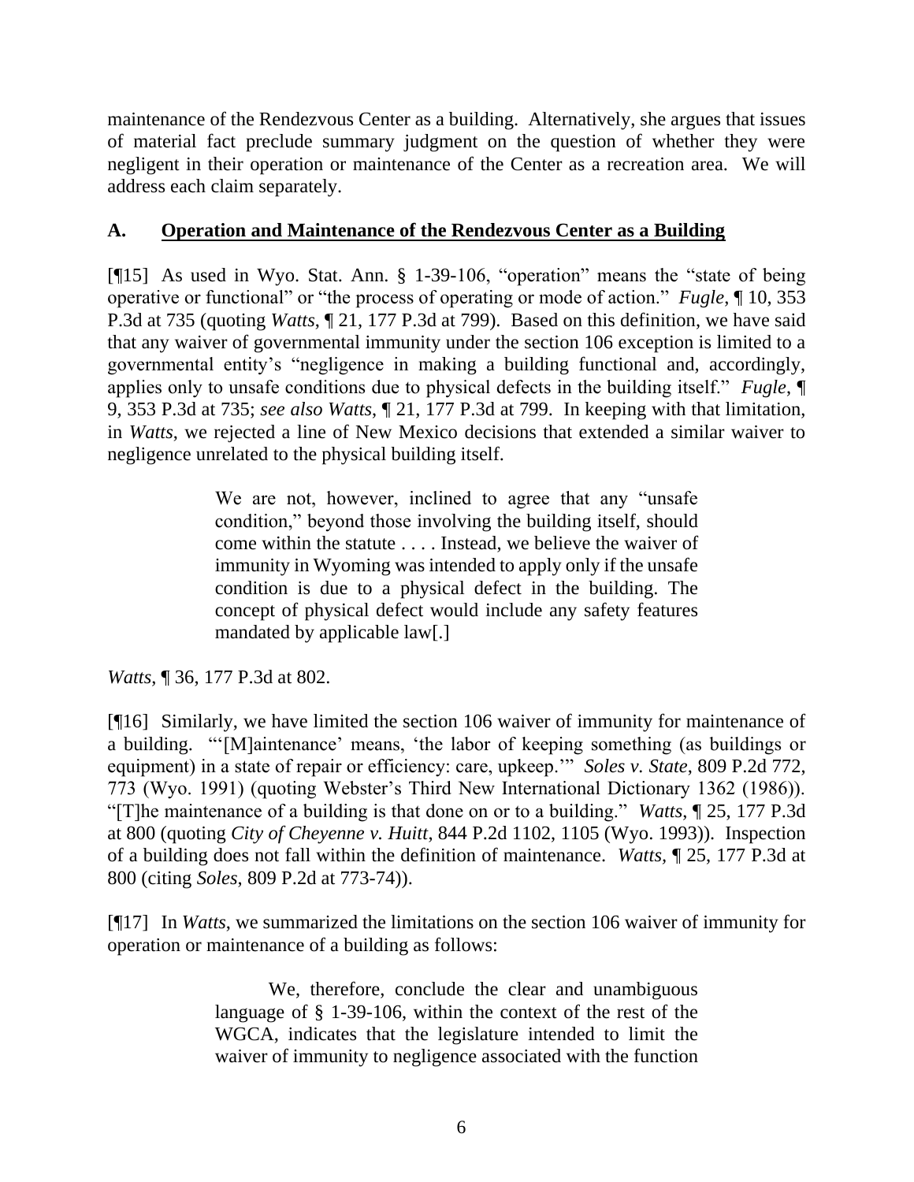maintenance of the Rendezvous Center as a building. Alternatively, she argues that issues of material fact preclude summary judgment on the question of whether they were negligent in their operation or maintenance of the Center as a recreation area. We will address each claim separately.

## A. Operation and Maintenance of the Rendezvous Center as a Building

[¶15] As used in Wyo. Stat. Ann. § 1-39-106, "operation" means the "state of being operative or functional" or "the process of operating or mode of action." *Fugle*, ¶ 10, 353 P.3d at 735 (quoting *Watts*, ¶ 21, 177 P.3d at 799). Based on this definition, we have said that any waiver of governmental immunity under the section 106 exception is limited to a governmental entity's "negligence in making a building functional and, accordingly, applies only to unsafe conditions due to physical defects in the building itself." *Fugle*, ¶ 9, 353 P.3d at 735; *see also Watts*, ¶ 21, 177 P.3d at 799. In keeping with that limitation, in *Watts*, we rejected a line of New Mexico decisions that extended a similar waiver to negligence unrelated to the physical building itself.

> We are not, however, inclined to agree that any "unsafe condition," beyond those involving the building itself, should come within the statute . . . . Instead, we believe the waiver of immunity in Wyoming was intended to apply only if the unsafe condition is due to a physical defect in the building. The concept of physical defect would include any safety features mandated by applicable law[.]

*Watts*, ¶ 36, 177 P.3d at 802.

[¶16] Similarly, we have limited the section 106 waiver of immunity for maintenance of a building. "'[M]aintenance' means, 'the labor of keeping something (as buildings or equipment) in a state of repair or efficiency: care, upkeep.'" *Soles v. State*, 809 P.2d 772, 773 (Wyo. 1991) (quoting Webster's Third New International Dictionary 1362 (1986)). "[T]he maintenance of a building is that done on or to a building." *Watts*, ¶ 25, 177 P.3d at 800 (quoting *City of Cheyenne v. Huitt*, 844 P.2d 1102, 1105 (Wyo. 1993)). Inspection of a building does not fall within the definition of maintenance. *Watts*, ¶ 25, 177 P.3d at 800 (citing *Soles*, 809 P.2d at 773-74)).

[¶17] In *Watts*, we summarized the limitations on the section 106 waiver of immunity for operation or maintenance of a building as follows:

> We, therefore, conclude the clear and unambiguous language of § 1-39-106, within the context of the rest of the WGCA, indicates that the legislature intended to limit the waiver of immunity to negligence associated with the function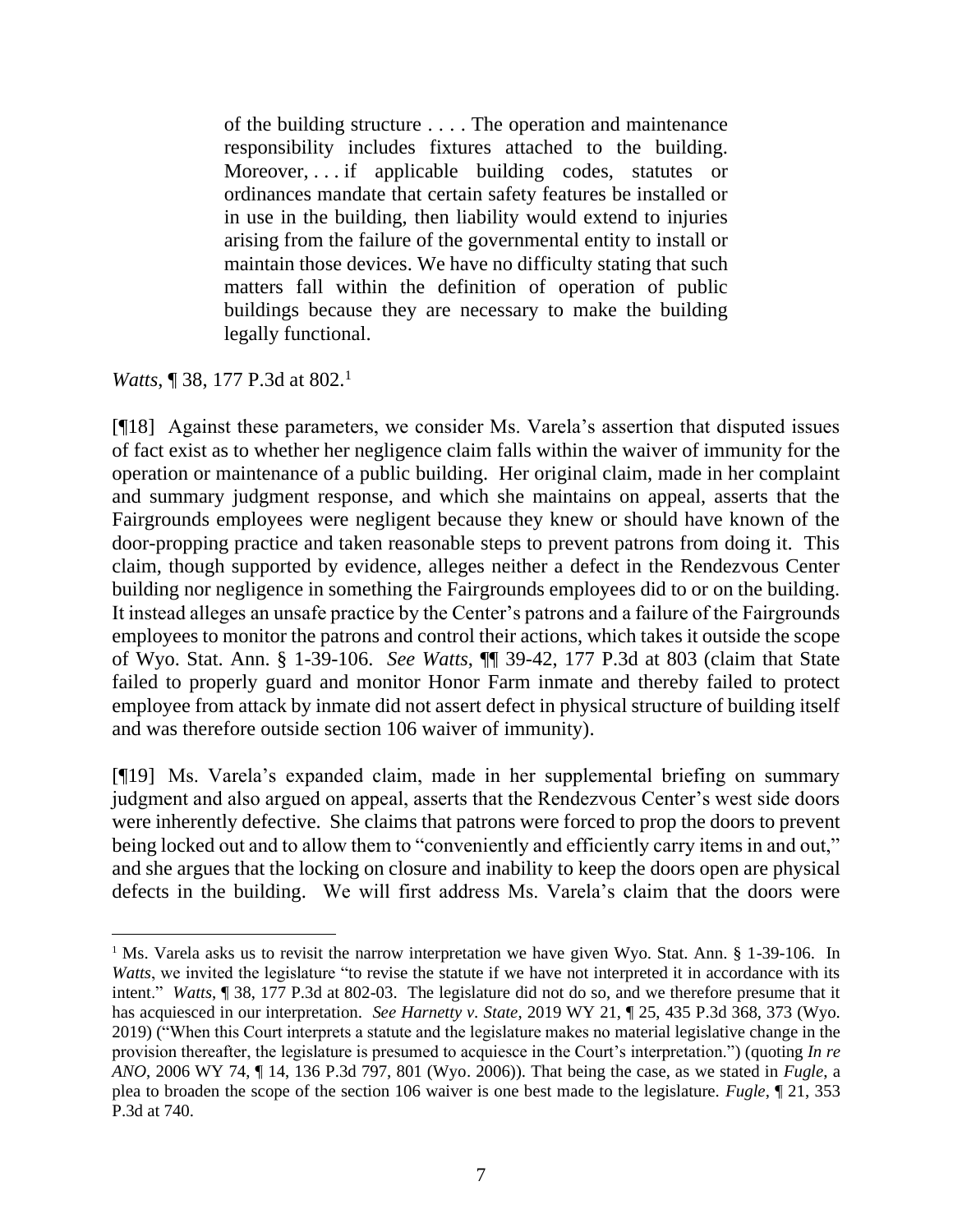> of the building structure . . . . The operation and maintenance responsibility includes fixtures attached to the building. Moreover, . . . if applicable building codes, statutes or ordinances mandate that certain safety features be installed or in use in the building, then liability would extend to injuries arising from the failure of the governmental entity to install or maintain those devices. We have no difficulty stating that such matters fall within the definition of operation of public buildings because they are necessary to make the building legally functional.

*Watts*, ¶ 38, 177 P.3d at 802.[1]

[¶18] Against these parameters, we consider Ms. Varela's assertion that disputed issues of fact exist as to whether her negligence claim falls within the waiver of immunity for the operation or maintenance of a public building. Her original claim, made in her complaint and summary judgment response, and which she maintains on appeal, asserts that the Fairgrounds employees were negligent because they knew or should have known of the door-propping practice and taken reasonable steps to prevent patrons from doing it. This claim, though supported by evidence, alleges neither a defect in the Rendezvous Center building nor negligence in something the Fairgrounds employees did to or on the building. It instead alleges an unsafe practice by the Center's patrons and a failure of the Fairgrounds employees to monitor the patrons and control their actions, which takes it outside the scope of Wyo. Stat. Ann. § 1-39-106. *See Watts*, ¶¶ 39-42, 177 P.3d at 803 (claim that State failed to properly guard and monitor Honor Farm inmate and thereby failed to protect employee from attack by inmate did not assert defect in physical structure of building itself and was therefore outside section 106 waiver of immunity).

[¶19] Ms. Varela's expanded claim, made in her supplemental briefing on summary judgment and also argued on appeal, asserts that the Rendezvous Center's west side doors were inherently defective. She claims that patrons were forced to prop the doors to prevent being locked out and to allow them to "conveniently and efficiently carry items in and out," and she argues that the locking on closure and inability to keep the doors open are physical defects in the building. We will first address Ms. Varela's claim that the doors were

---

[1] Ms. Varela asks us to revisit the narrow interpretation we have given Wyo. Stat. Ann. § 1-39-106. In *Watts*, we invited the legislature "to revise the statute if we have not interpreted it in accordance with its intent." *Watts*, ¶ 38, 177 P.3d at 802-03. The legislature did not do so, and we therefore presume that it has acquiesced in our interpretation. *See Harnetty v. State*, 2019 WY 21, ¶ 25, 435 P.3d 368, 373 (Wyo. 2019) ("When this Court interprets a statute and the legislature makes no material legislative change in the provision thereafter, the legislature is presumed to acquiesce in the Court's interpretation.") (quoting *In re ANO*, 2006 WY 74, ¶ 14, 136 P.3d 797, 801 (Wyo. 2006)). That being the case, as we stated in *Fugle*, a plea to broaden the scope of the section 106 waiver is one best made to the legislature. *Fugle*, ¶ 21, 353 P.3d at 740.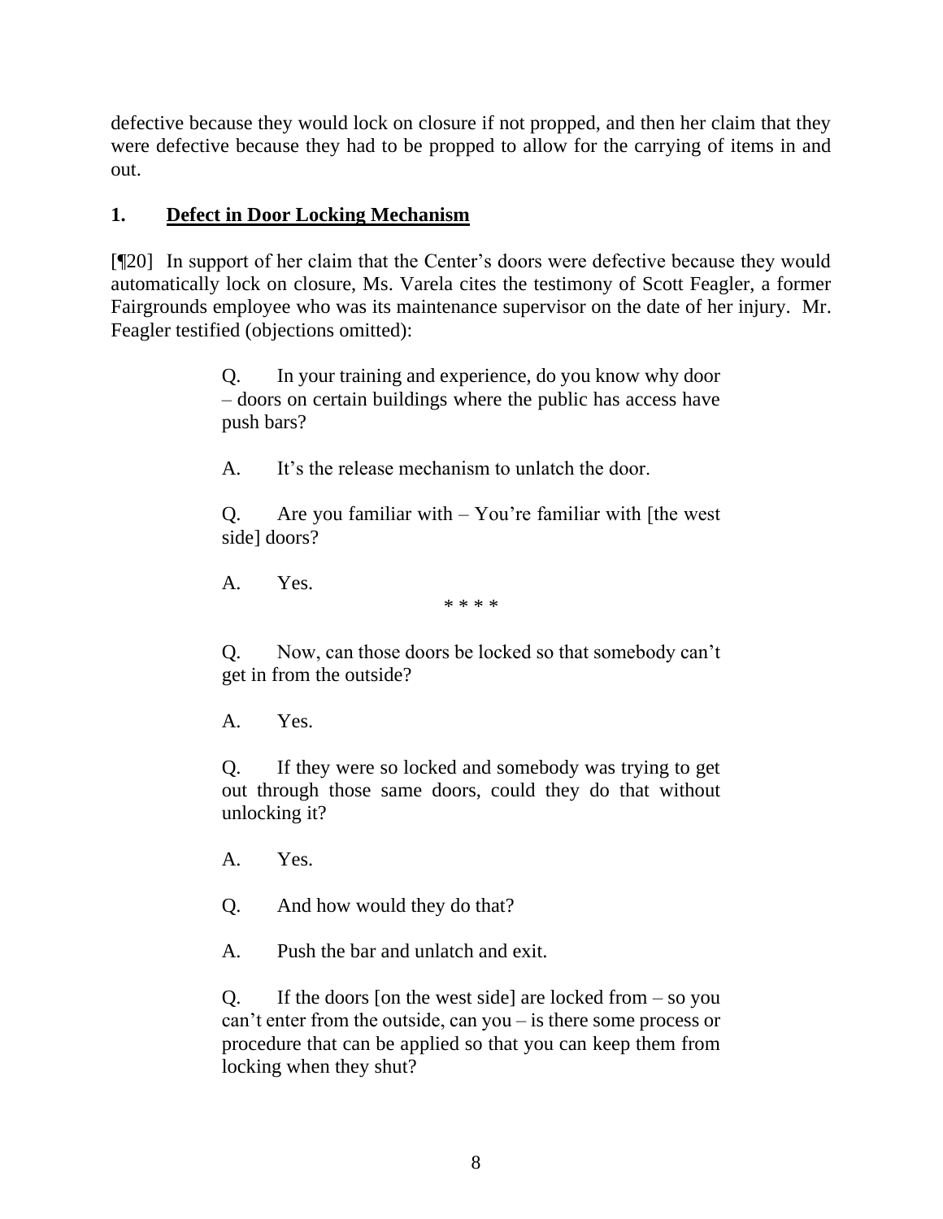defective because they would lock on closure if not propped, and then her claim that they were defective because they had to be propped to allow for the carrying of items in and out.

## 1. <u>Defect in Door Locking Mechanism</u>

[¶20] In support of her claim that the Center's doors were defective because they would automatically lock on closure, Ms. Varela cites the testimony of Scott Feagler, a former Fairgrounds employee who was its maintenance supervisor on the date of her injury. Mr. Feagler testified (objections omitted):

> Q. In your training and experience, do you know why door – doors on certain buildings where the public has access have push bars?
>
> A. It's the release mechanism to unlatch the door.
>
> Q. Are you familiar with – You're familiar with [the west side] doors?
>
> A. Yes.
>
> \* \* \* \*
>
> Q. Now, can those doors be locked so that somebody can't get in from the outside?
>
> A. Yes.
>
> Q. If they were so locked and somebody was trying to get out through those same doors, could they do that without unlocking it?
>
> A. Yes.
>
> Q. And how would they do that?
>
> A. Push the bar and unlatch and exit.
>
> Q. If the doors [on the west side] are locked from – so you can't enter from the outside, can you – is there some process or procedure that can be applied so that you can keep them from locking when they shut?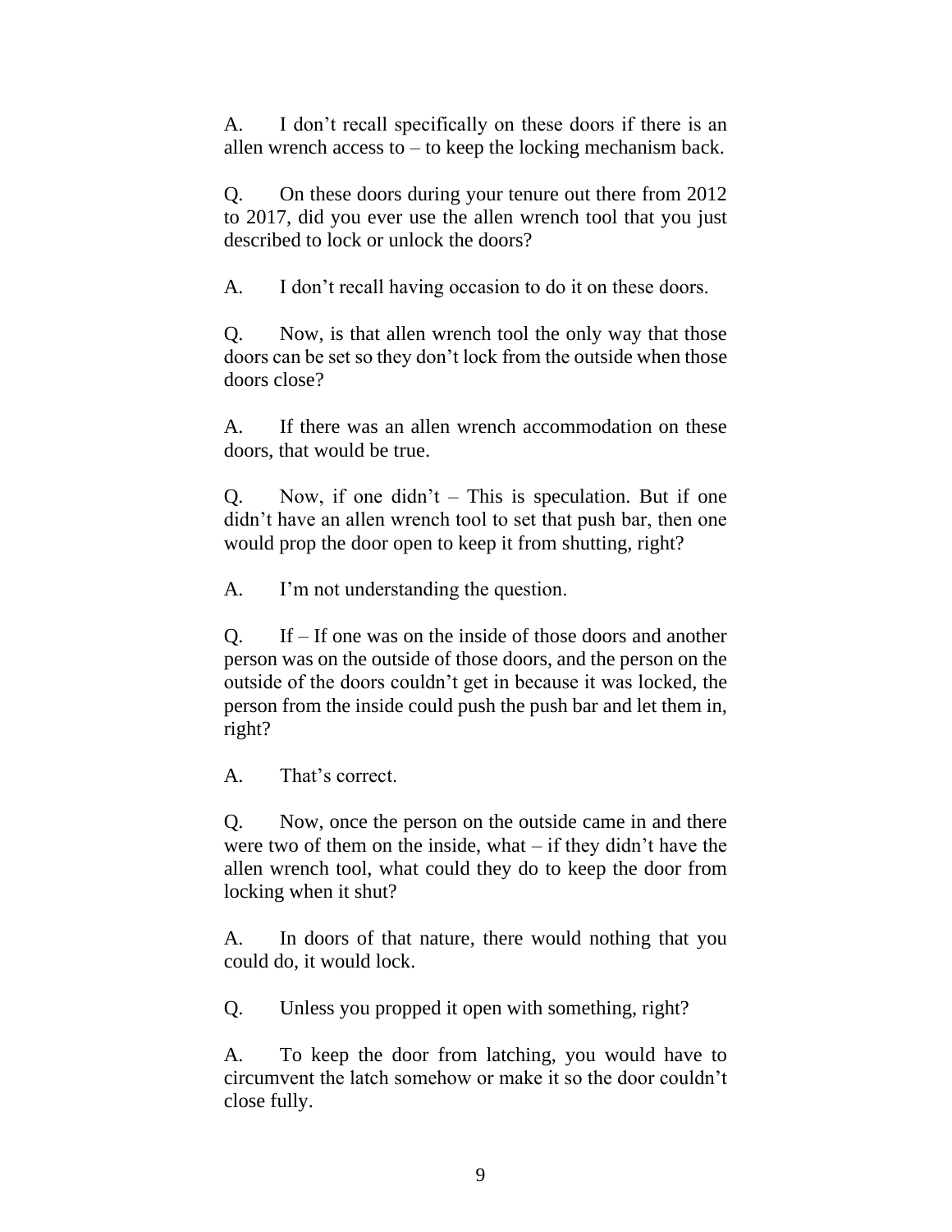A. I don't recall specifically on these doors if there is an allen wrench access to – to keep the locking mechanism back.

Q. On these doors during your tenure out there from 2012 to 2017, did you ever use the allen wrench tool that you just described to lock or unlock the doors?

A. I don't recall having occasion to do it on these doors.

Q. Now, is that allen wrench tool the only way that those doors can be set so they don't lock from the outside when those doors close?

A. If there was an allen wrench accommodation on these doors, that would be true.

Q. Now, if one didn't – This is speculation. But if one didn't have an allen wrench tool to set that push bar, then one would prop the door open to keep it from shutting, right?

A. I'm not understanding the question.

Q. If – If one was on the inside of those doors and another person was on the outside of those doors, and the person on the outside of the doors couldn't get in because it was locked, the person from the inside could push the push bar and let them in, right?

A. That's correct.

Q. Now, once the person on the outside came in and there were two of them on the inside, what – if they didn't have the allen wrench tool, what could they do to keep the door from locking when it shut?

A. In doors of that nature, there would nothing that you could do, it would lock.

Q. Unless you propped it open with something, right?

A. To keep the door from latching, you would have to circumvent the latch somehow or make it so the door couldn't close fully.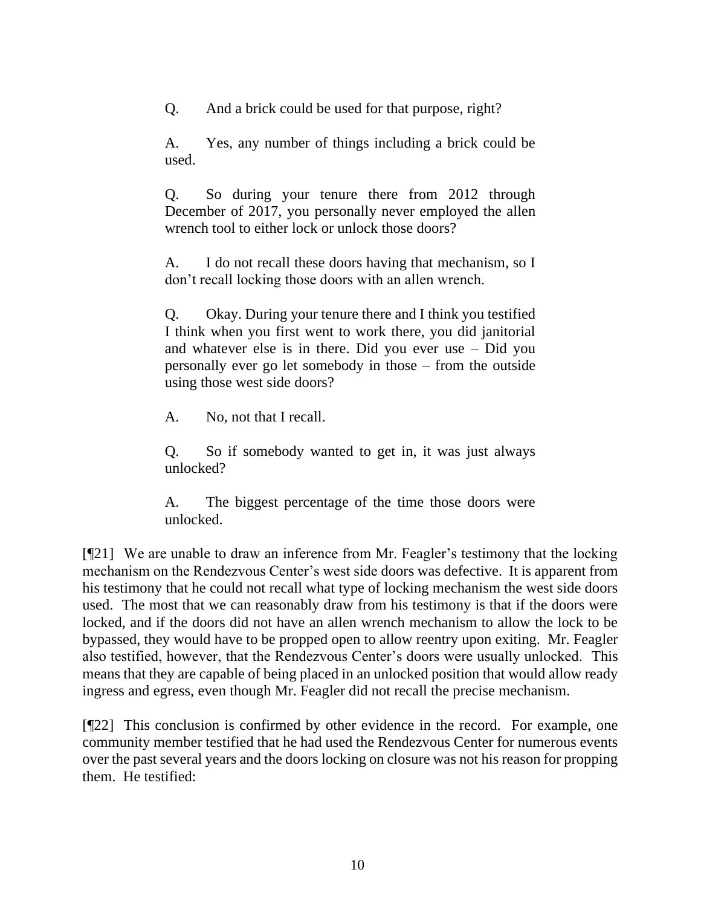> Q. And a brick could be used for that purpose, right?
>
> A. Yes, any number of things including a brick could be used.
>
> Q. So during your tenure there from 2012 through December of 2017, you personally never employed the allen wrench tool to either lock or unlock those doors?
>
> A. I do not recall these doors having that mechanism, so I don't recall locking those doors with an allen wrench.
>
> Q. Okay. During your tenure there and I think you testified I think when you first went to work there, you did janitorial and whatever else is in there. Did you ever use – Did you personally ever go let somebody in those – from the outside using those west side doors?
>
> A. No, not that I recall.
>
> Q. So if somebody wanted to get in, it was just always unlocked?
>
> A. The biggest percentage of the time those doors were unlocked.

[¶21] We are unable to draw an inference from Mr. Feagler's testimony that the locking mechanism on the Rendezvous Center's west side doors was defective. It is apparent from his testimony that he could not recall what type of locking mechanism the west side doors used. The most that we can reasonably draw from his testimony is that if the doors were locked, and if the doors did not have an allen wrench mechanism to allow the lock to be bypassed, they would have to be propped open to allow reentry upon exiting. Mr. Feagler also testified, however, that the Rendezvous Center's doors were usually unlocked. This means that they are capable of being placed in an unlocked position that would allow ready ingress and egress, even though Mr. Feagler did not recall the precise mechanism.

[¶22] This conclusion is confirmed by other evidence in the record. For example, one community member testified that he had used the Rendezvous Center for numerous events over the past several years and the doors locking on closure was not his reason for propping them. He testified: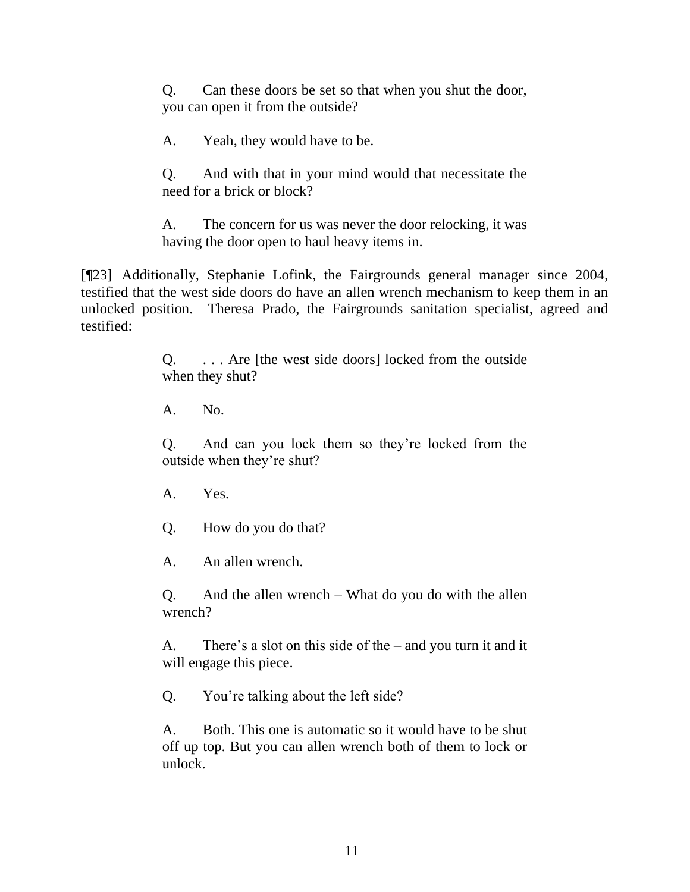> Q. Can these doors be set so that when you shut the door, you can open it from the outside?
>
> A. Yeah, they would have to be.
>
> Q. And with that in your mind would that necessitate the need for a brick or block?
>
> A. The concern for us was never the door relocking, it was having the door open to haul heavy items in.

[¶23] Additionally, Stephanie Lofink, the Fairgrounds general manager since 2004, testified that the west side doors do have an allen wrench mechanism to keep them in an unlocked position. Theresa Prado, the Fairgrounds sanitation specialist, agreed and testified:

> Q. . . . Are [the west side doors] locked from the outside when they shut?
>
> A. No.
>
> Q. And can you lock them so they're locked from the outside when they're shut?
>
> A. Yes.
>
> Q. How do you do that?
>
> A. An allen wrench.
>
> Q. And the allen wrench – What do you do with the allen wrench?
>
> A. There's a slot on this side of the – and you turn it and it will engage this piece.
>
> Q. You're talking about the left side?
>
> A. Both. This one is automatic so it would have to be shut off up top. But you can allen wrench both of them to lock or unlock.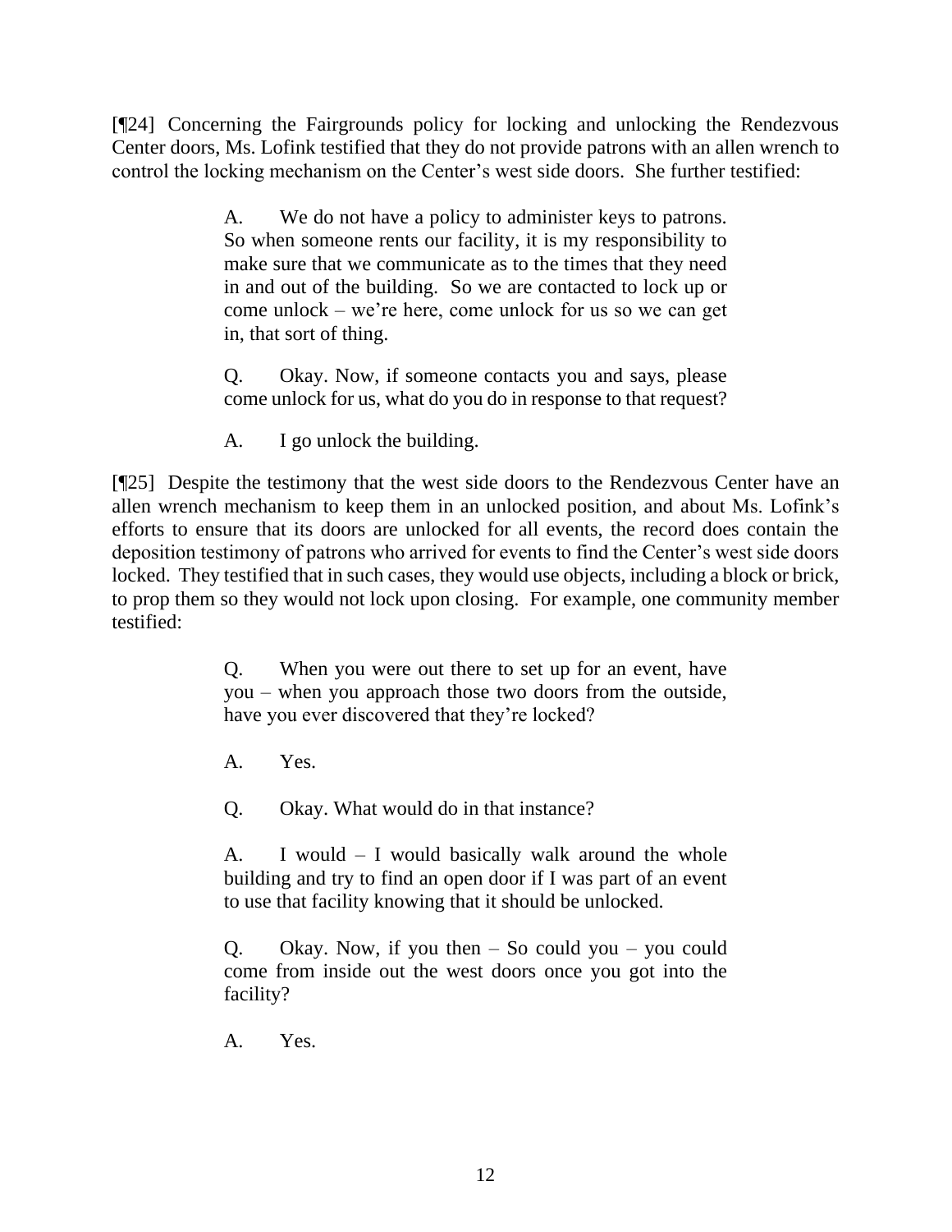[¶24] Concerning the Fairgrounds policy for locking and unlocking the Rendezvous Center doors, Ms. Lofink testified that they do not provide patrons with an allen wrench to control the locking mechanism on the Center's west side doors. She further testified:

> A. We do not have a policy to administer keys to patrons. So when someone rents our facility, it is my responsibility to make sure that we communicate as to the times that they need in and out of the building. So we are contacted to lock up or come unlock – we're here, come unlock for us so we can get in, that sort of thing.
>
> Q. Okay. Now, if someone contacts you and says, please come unlock for us, what do you do in response to that request?
>
> A. I go unlock the building.

[¶25] Despite the testimony that the west side doors to the Rendezvous Center have an allen wrench mechanism to keep them in an unlocked position, and about Ms. Lofink's efforts to ensure that its doors are unlocked for all events, the record does contain the deposition testimony of patrons who arrived for events to find the Center's west side doors locked. They testified that in such cases, they would use objects, including a block or brick, to prop them so they would not lock upon closing. For example, one community member testified:

> Q. When you were out there to set up for an event, have you – when you approach those two doors from the outside, have you ever discovered that they're locked?
>
> A. Yes.
>
> Q. Okay. What would do in that instance?
>
> A. I would – I would basically walk around the whole building and try to find an open door if I was part of an event to use that facility knowing that it should be unlocked.
>
> Q. Okay. Now, if you then – So could you – you could come from inside out the west doors once you got into the facility?
>
> A. Yes.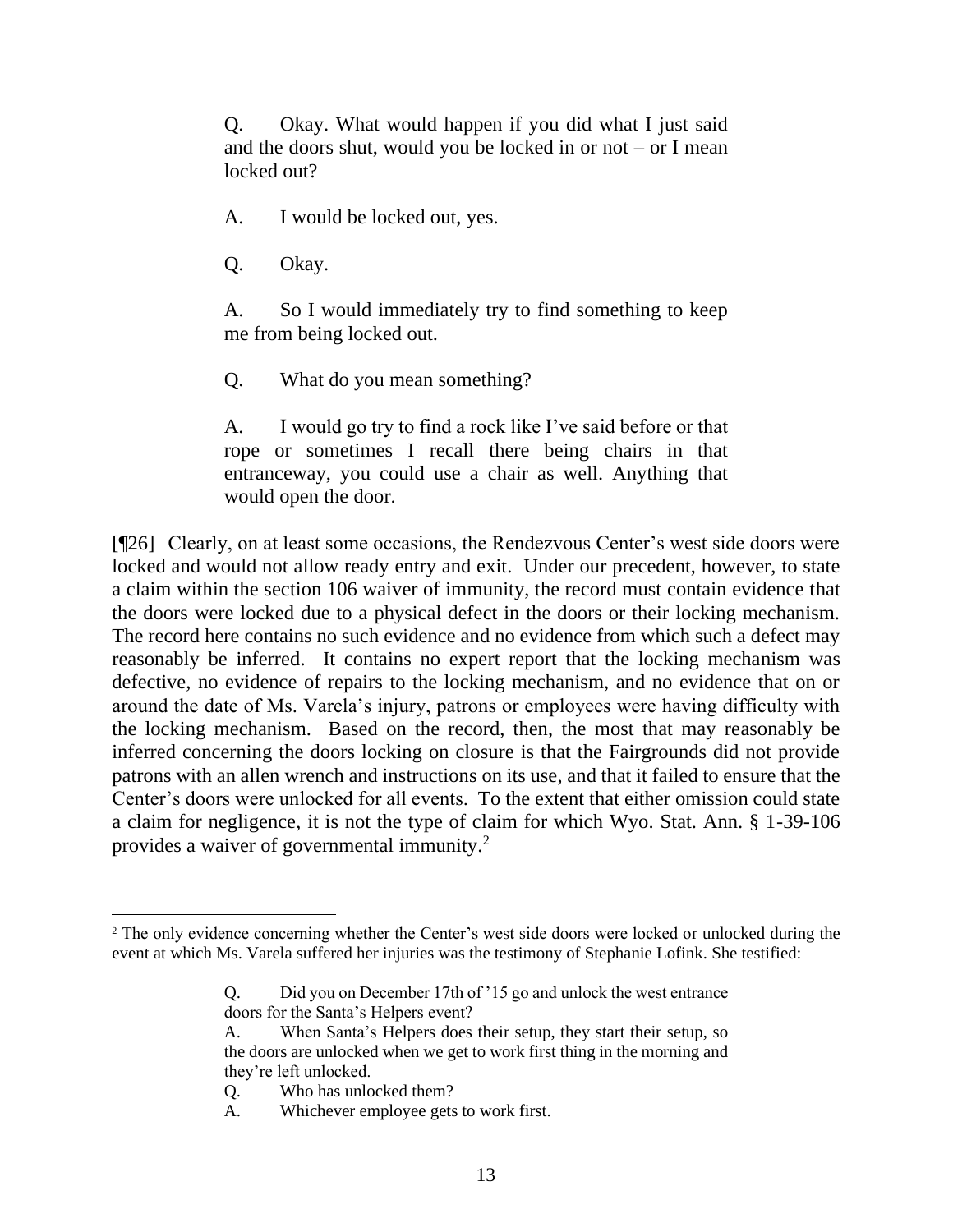> Q. Okay. What would happen if you did what I just said and the doors shut, would you be locked in or not – or I mean locked out?
>
> A. I would be locked out, yes.
>
> Q. Okay.
>
> A. So I would immediately try to find something to keep me from being locked out.
>
> Q. What do you mean something?
>
> A. I would go try to find a rock like I've said before or that rope or sometimes I recall there being chairs in that entranceway, you could use a chair as well. Anything that would open the door.

[¶26] Clearly, on at least some occasions, the Rendezvous Center's west side doors were locked and would not allow ready entry and exit. Under our precedent, however, to state a claim within the section 106 waiver of immunity, the record must contain evidence that the doors were locked due to a physical defect in the doors or their locking mechanism. The record here contains no such evidence and no evidence from which such a defect may reasonably be inferred. It contains no expert report that the locking mechanism was defective, no evidence of repairs to the locking mechanism, and no evidence that on or around the date of Ms. Varela's injury, patrons or employees were having difficulty with the locking mechanism. Based on the record, then, the most that may reasonably be inferred concerning the doors locking on closure is that the Fairgrounds did not provide patrons with an allen wrench and instructions on its use, and that it failed to ensure that the Center's doors were unlocked for all events. To the extent that either omission could state a claim for negligence, it is not the type of claim for which Wyo. Stat. Ann. § 1-39-106 provides a waiver of governmental immunity.[2]

---

[2] The only evidence concerning whether the Center's west side doors were locked or unlocked during the event at which Ms. Varela suffered her injuries was the testimony of Stephanie Lofink. She testified:

> Q. Did you on December 17th of '15 go and unlock the west entrance doors for the Santa's Helpers event?
>
> A. When Santa's Helpers does their setup, they start their setup, so the doors are unlocked when we get to work first thing in the morning and they're left unlocked.
>
> Q. Who has unlocked them?
>
> A. Whichever employee gets to work first.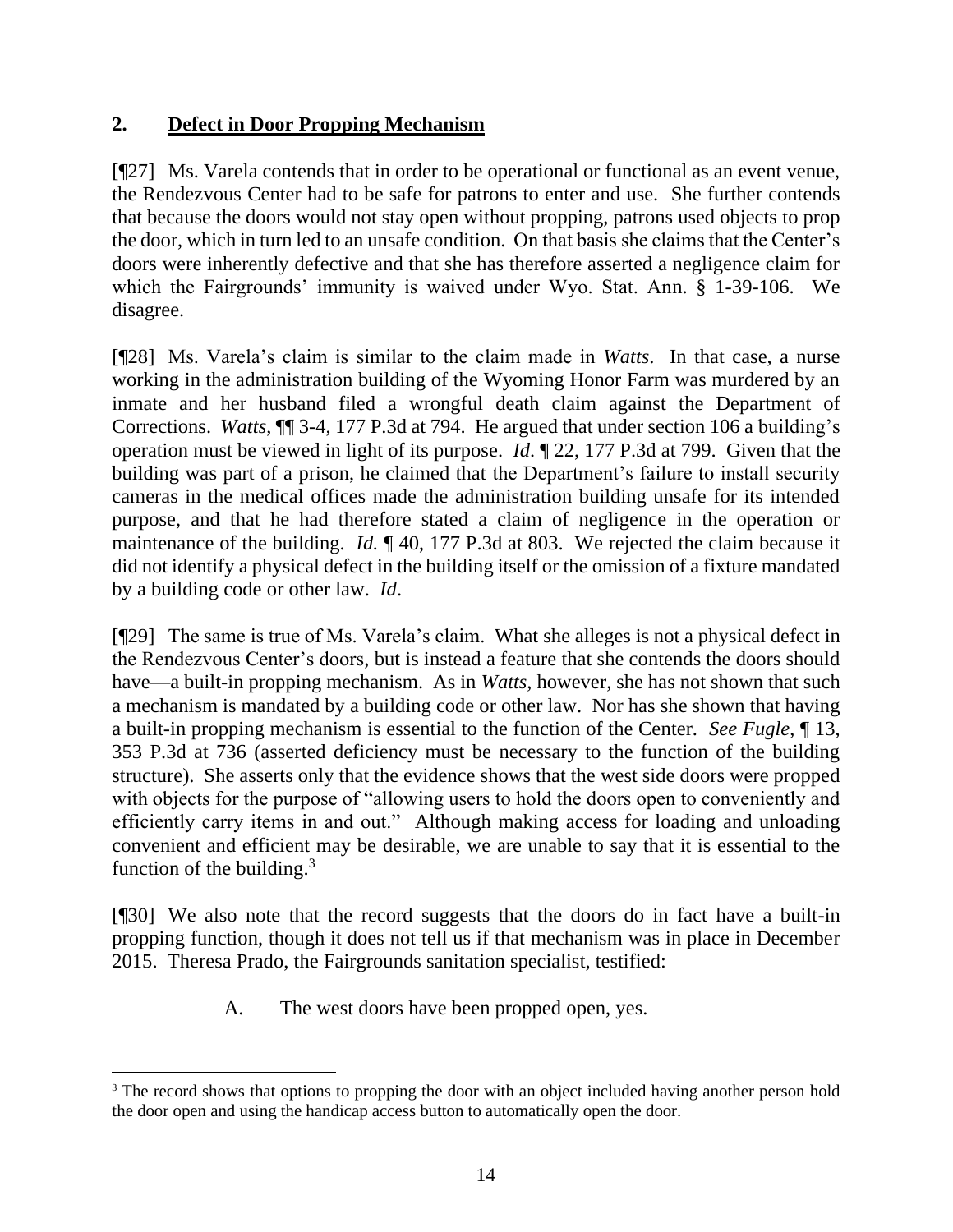## 2. Defect in Door Propping Mechanism

[¶27] Ms. Varela contends that in order to be operational or functional as an event venue, the Rendezvous Center had to be safe for patrons to enter and use. She further contends that because the doors would not stay open without propping, patrons used objects to prop the door, which in turn led to an unsafe condition. On that basis she claims that the Center's doors were inherently defective and that she has therefore asserted a negligence claim for which the Fairgrounds' immunity is waived under Wyo. Stat. Ann. § 1-39-106. We disagree.

[¶28] Ms. Varela's claim is similar to the claim made in *Watts*. In that case, a nurse working in the administration building of the Wyoming Honor Farm was murdered by an inmate and her husband filed a wrongful death claim against the Department of Corrections. *Watts*, ¶¶ 3-4, 177 P.3d at 794. He argued that under section 106 a building's operation must be viewed in light of its purpose. *Id.* ¶ 22, 177 P.3d at 799. Given that the building was part of a prison, he claimed that the Department's failure to install security cameras in the medical offices made the administration building unsafe for its intended purpose, and that he had therefore stated a claim of negligence in the operation or maintenance of the building. *Id.* ¶ 40, 177 P.3d at 803. We rejected the claim because it did not identify a physical defect in the building itself or the omission of a fixture mandated by a building code or other law. *Id*.

[¶29] The same is true of Ms. Varela's claim. What she alleges is not a physical defect in the Rendezvous Center's doors, but is instead a feature that she contends the doors should have—a built-in propping mechanism. As in *Watts*, however, she has not shown that such a mechanism is mandated by a building code or other law. Nor has she shown that having a built-in propping mechanism is essential to the function of the Center. *See Fugle*, ¶ 13, 353 P.3d at 736 (asserted deficiency must be necessary to the function of the building structure). She asserts only that the evidence shows that the west side doors were propped with objects for the purpose of "allowing users to hold the doors open to conveniently and efficiently carry items in and out." Although making access for loading and unloading convenient and efficient may be desirable, we are unable to say that it is essential to the function of the building.[3]

[¶30] We also note that the record suggests that the doors do in fact have a built-in propping function, though it does not tell us if that mechanism was in place in December 2015. Theresa Prado, the Fairgrounds sanitation specialist, testified:

> A. The west doors have been propped open, yes.

---

[3] The record shows that options to propping the door with an object included having another person hold the door open and using the handicap access button to automatically open the door.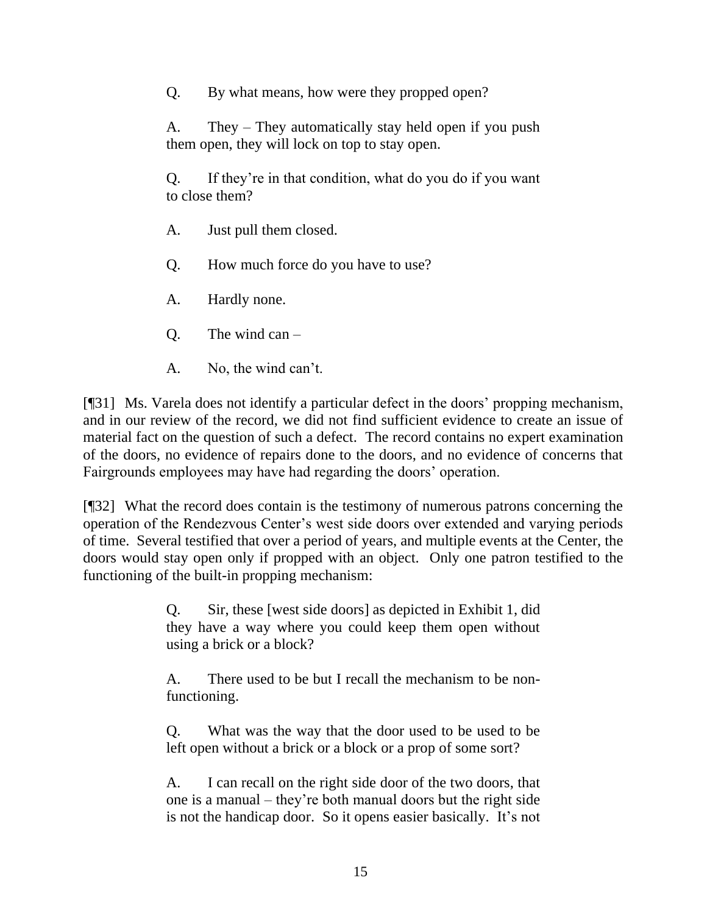> Q. By what means, how were they propped open?
>
> A. They – They automatically stay held open if you push them open, they will lock on top to stay open.
>
> Q. If they're in that condition, what do you do if you want to close them?
>
> A. Just pull them closed.
>
> Q. How much force do you have to use?
>
> A. Hardly none.
>
> Q. The wind can –
>
> A. No, the wind can't.

[¶31] Ms. Varela does not identify a particular defect in the doors' propping mechanism, and in our review of the record, we did not find sufficient evidence to create an issue of material fact on the question of such a defect. The record contains no expert examination of the doors, no evidence of repairs done to the doors, and no evidence of concerns that Fairgrounds employees may have had regarding the doors' operation.

[¶32] What the record does contain is the testimony of numerous patrons concerning the operation of the Rendezvous Center's west side doors over extended and varying periods of time. Several testified that over a period of years, and multiple events at the Center, the doors would stay open only if propped with an object. Only one patron testified to the functioning of the built-in propping mechanism:

> Q. Sir, these [west side doors] as depicted in Exhibit 1, did they have a way where you could keep them open without using a brick or a block?
>
> A. There used to be but I recall the mechanism to be non-functioning.
>
> Q. What was the way that the door used to be used to be left open without a brick or a block or a prop of some sort?
>
> A. I can recall on the right side door of the two doors, that one is a manual – they're both manual doors but the right side is not the handicap door. So it opens easier basically. It's not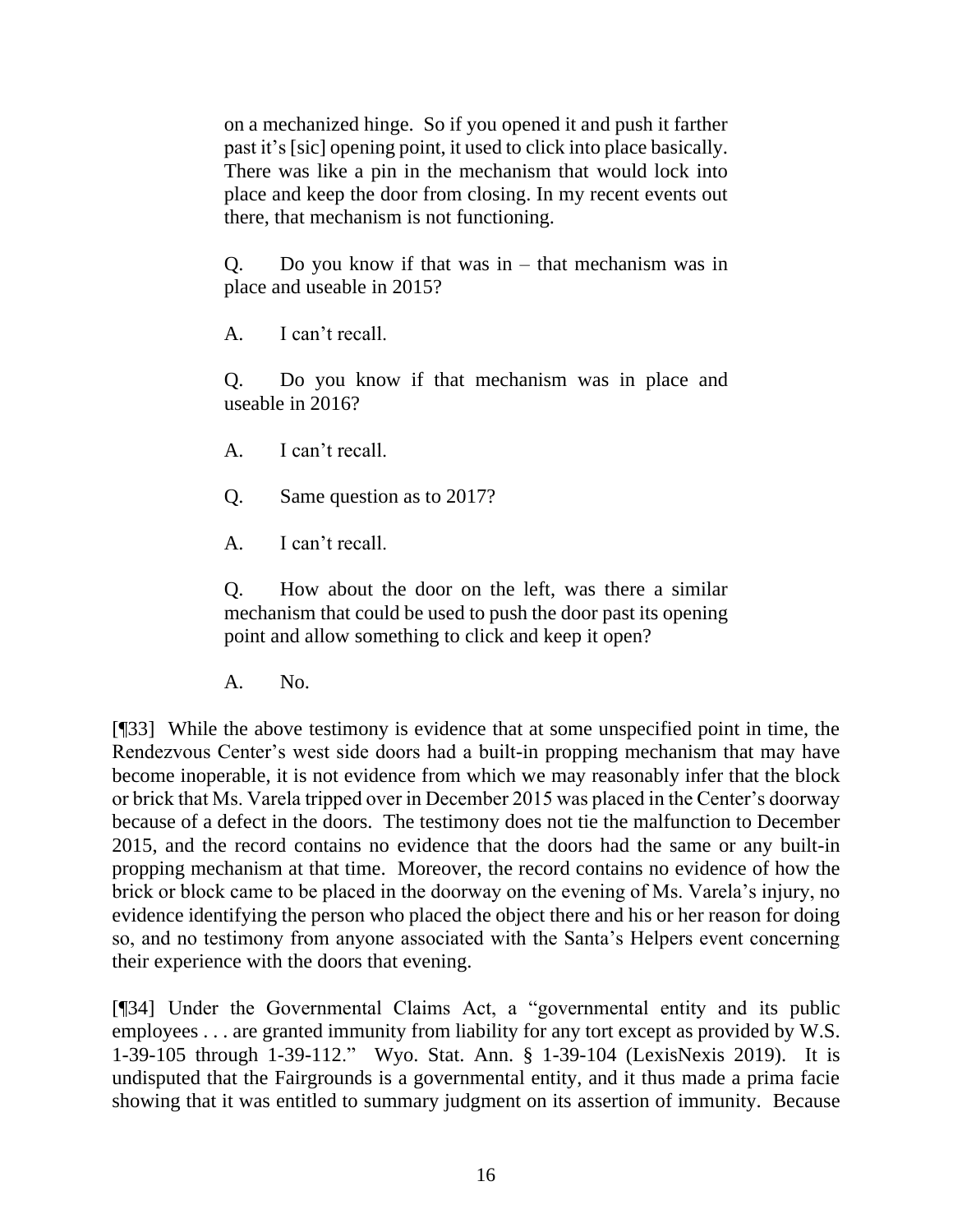> on a mechanized hinge. So if you opened it and push it farther past it's [sic] opening point, it used to click into place basically. There was like a pin in the mechanism that would lock into place and keep the door from closing. In my recent events out there, that mechanism is not functioning.
>
> Q. Do you know if that was in – that mechanism was in place and useable in 2015?
>
> A. I can't recall.
>
> Q. Do you know if that mechanism was in place and useable in 2016?
>
> A. I can't recall.
>
> Q. Same question as to 2017?
>
> A. I can't recall.
>
> Q. How about the door on the left, was there a similar mechanism that could be used to push the door past its opening point and allow something to click and keep it open?
>
> A. No.

[¶33] While the above testimony is evidence that at some unspecified point in time, the Rendezvous Center's west side doors had a built-in propping mechanism that may have become inoperable, it is not evidence from which we may reasonably infer that the block or brick that Ms. Varela tripped over in December 2015 was placed in the Center's doorway because of a defect in the doors. The testimony does not tie the malfunction to December 2015, and the record contains no evidence that the doors had the same or any built-in propping mechanism at that time. Moreover, the record contains no evidence of how the brick or block came to be placed in the doorway on the evening of Ms. Varela's injury, no evidence identifying the person who placed the object there and his or her reason for doing so, and no testimony from anyone associated with the Santa's Helpers event concerning their experience with the doors that evening.

[¶34] Under the Governmental Claims Act, a "governmental entity and its public employees . . . are granted immunity from liability for any tort except as provided by W.S. 1-39-105 through 1-39-112." Wyo. Stat. Ann. § 1-39-104 (LexisNexis 2019). It is undisputed that the Fairgrounds is a governmental entity, and it thus made a prima facie showing that it was entitled to summary judgment on its assertion of immunity. Because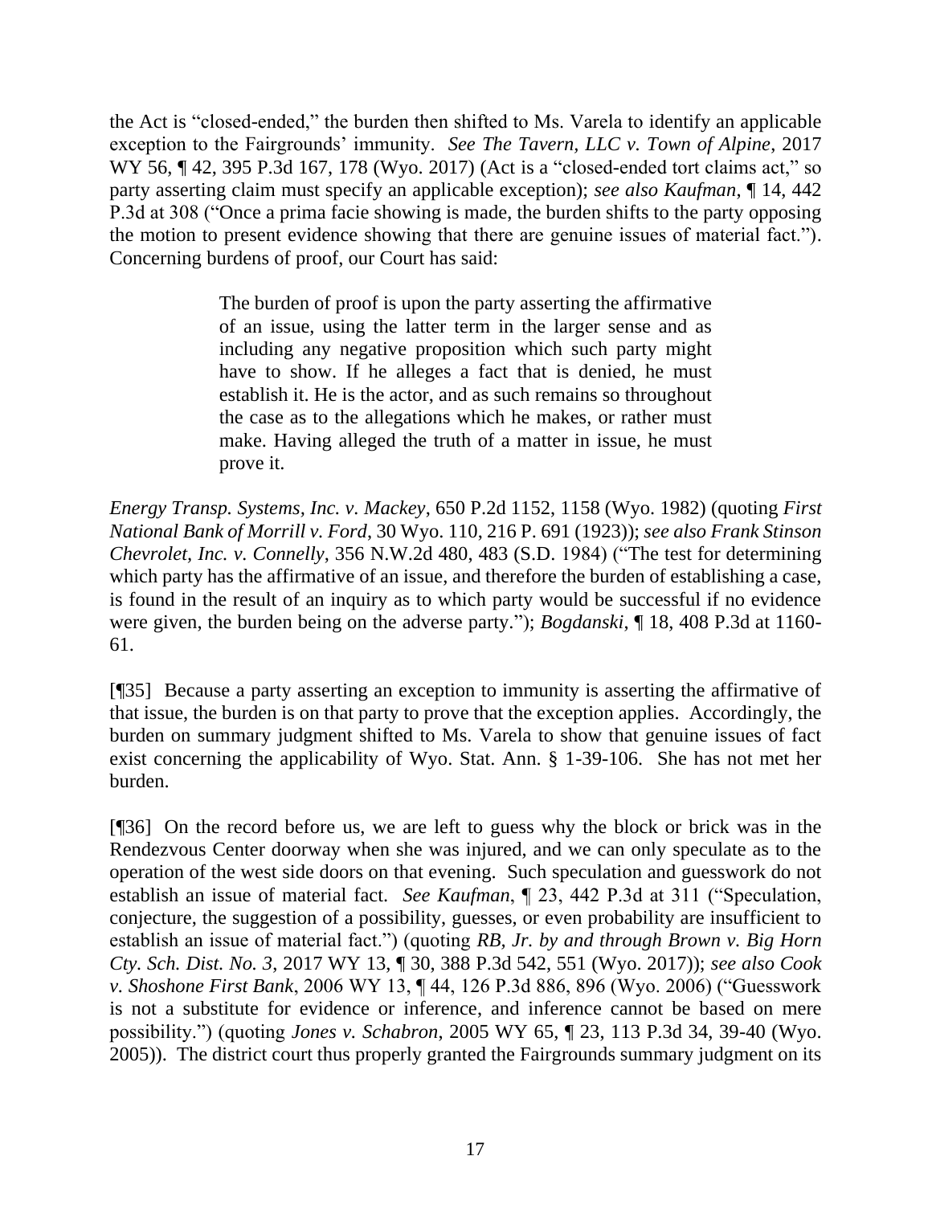the Act is "closed-ended," the burden then shifted to Ms. Varela to identify an applicable exception to the Fairgrounds' immunity. *See The Tavern, LLC v. Town of Alpine*, 2017 WY 56, ¶ 42, 395 P.3d 167, 178 (Wyo. 2017) (Act is a "closed-ended tort claims act," so party asserting claim must specify an applicable exception); *see also Kaufman*, ¶ 14, 442 P.3d at 308 ("Once a prima facie showing is made, the burden shifts to the party opposing the motion to present evidence showing that there are genuine issues of material fact."). Concerning burdens of proof, our Court has said:

> The burden of proof is upon the party asserting the affirmative of an issue, using the latter term in the larger sense and as including any negative proposition which such party might have to show. If he alleges a fact that is denied, he must establish it. He is the actor, and as such remains so throughout the case as to the allegations which he makes, or rather must make. Having alleged the truth of a matter in issue, he must prove it.

*Energy Transp. Systems, Inc. v. Mackey*, 650 P.2d 1152, 1158 (Wyo. 1982) (quoting *First National Bank of Morrill v. Ford*, 30 Wyo. 110, 216 P. 691 (1923)); *see also Frank Stinson Chevrolet, Inc. v. Connelly*, 356 N.W.2d 480, 483 (S.D. 1984) ("The test for determining which party has the affirmative of an issue, and therefore the burden of establishing a case, is found in the result of an inquiry as to which party would be successful if no evidence were given, the burden being on the adverse party."); *Bogdanski*, ¶ 18, 408 P.3d at 1160-61.

[¶35] Because a party asserting an exception to immunity is asserting the affirmative of that issue, the burden is on that party to prove that the exception applies. Accordingly, the burden on summary judgment shifted to Ms. Varela to show that genuine issues of fact exist concerning the applicability of Wyo. Stat. Ann. § 1-39-106. She has not met her burden.

[¶36] On the record before us, we are left to guess why the block or brick was in the Rendezvous Center doorway when she was injured, and we can only speculate as to the operation of the west side doors on that evening. Such speculation and guesswork do not establish an issue of material fact. *See Kaufman*, ¶ 23, 442 P.3d at 311 ("Speculation, conjecture, the suggestion of a possibility, guesses, or even probability are insufficient to establish an issue of material fact.") (quoting *RB, Jr. by and through Brown v. Big Horn Cty. Sch. Dist. No. 3*, 2017 WY 13, ¶ 30, 388 P.3d 542, 551 (Wyo. 2017)); *see also Cook v. Shoshone First Bank*, 2006 WY 13, ¶ 44, 126 P.3d 886, 896 (Wyo. 2006) ("Guesswork is not a substitute for evidence or inference, and inference cannot be based on mere possibility.") (quoting *Jones v. Schabron*, 2005 WY 65, ¶ 23, 113 P.3d 34, 39-40 (Wyo. 2005)). The district court thus properly granted the Fairgrounds summary judgment on its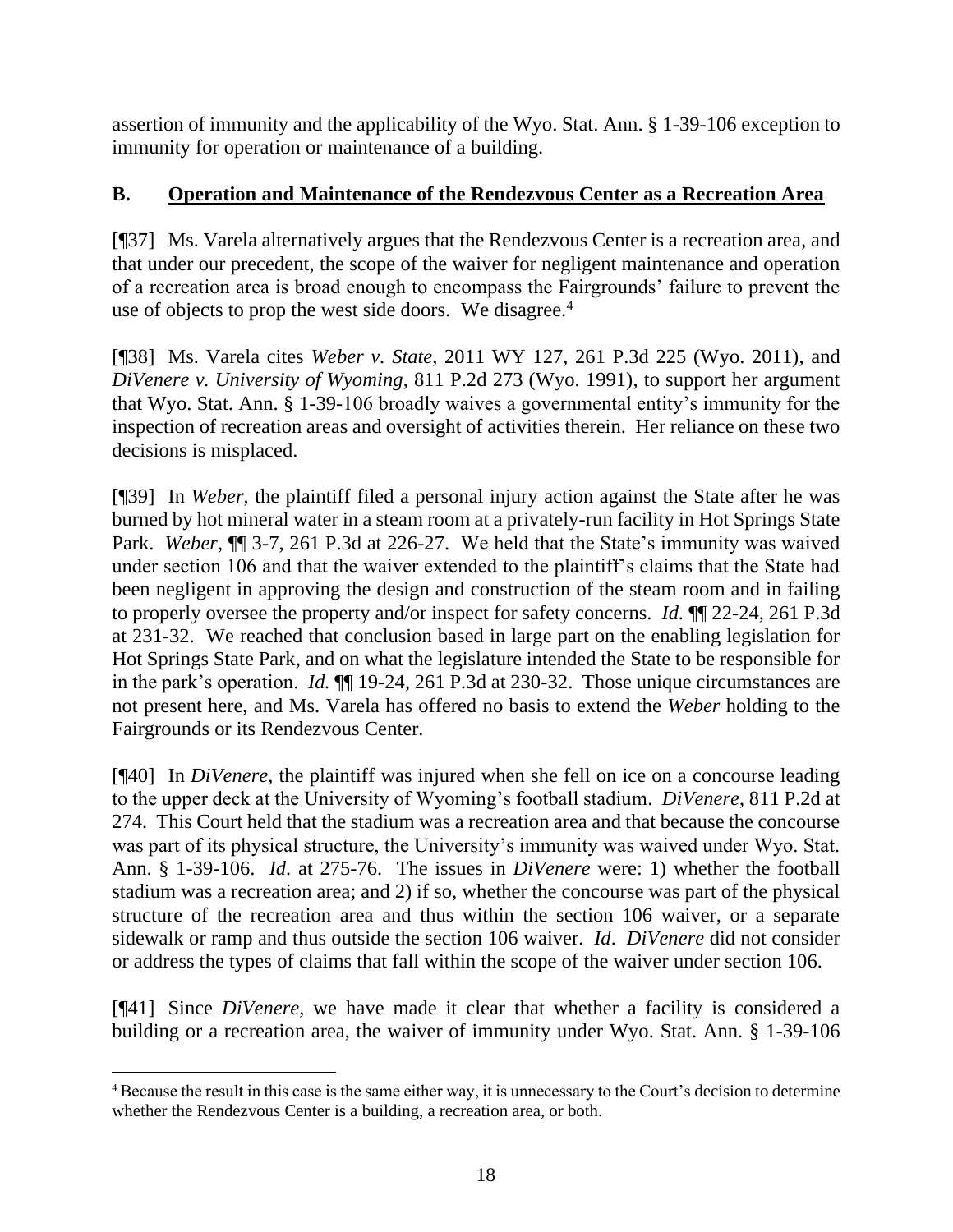assertion of immunity and the applicability of the Wyo. Stat. Ann. § 1-39-106 exception to immunity for operation or maintenance of a building.

## B. Operation and Maintenance of the Rendezvous Center as a Recreation Area

[¶37] Ms. Varela alternatively argues that the Rendezvous Center is a recreation area, and that under our precedent, the scope of the waiver for negligent maintenance and operation of a recreation area is broad enough to encompass the Fairgrounds' failure to prevent the use of objects to prop the west side doors. We disagree.[4]

[¶38] Ms. Varela cites *Weber v. State*, 2011 WY 127, 261 P.3d 225 (Wyo. 2011), and *DiVenere v. University of Wyoming*, 811 P.2d 273 (Wyo. 1991), to support her argument that Wyo. Stat. Ann. § 1-39-106 broadly waives a governmental entity's immunity for the inspection of recreation areas and oversight of activities therein. Her reliance on these two decisions is misplaced.

[¶39] In *Weber*, the plaintiff filed a personal injury action against the State after he was burned by hot mineral water in a steam room at a privately-run facility in Hot Springs State Park. *Weber*, ¶¶ 3-7, 261 P.3d at 226-27. We held that the State's immunity was waived under section 106 and that the waiver extended to the plaintiff's claims that the State had been negligent in approving the design and construction of the steam room and in failing to properly oversee the property and/or inspect for safety concerns. *Id.* ¶¶ 22-24, 261 P.3d at 231-32. We reached that conclusion based in large part on the enabling legislation for Hot Springs State Park, and on what the legislature intended the State to be responsible for in the park's operation. *Id.* ¶¶ 19-24, 261 P.3d at 230-32. Those unique circumstances are not present here, and Ms. Varela has offered no basis to extend the *Weber* holding to the Fairgrounds or its Rendezvous Center.

[¶40] In *DiVenere*, the plaintiff was injured when she fell on ice on a concourse leading to the upper deck at the University of Wyoming's football stadium. *DiVenere*, 811 P.2d at 274. This Court held that the stadium was a recreation area and that because the concourse was part of its physical structure, the University's immunity was waived under Wyo. Stat. Ann. § 1-39-106. *Id*. at 275-76. The issues in *DiVenere* were: 1) whether the football stadium was a recreation area; and 2) if so, whether the concourse was part of the physical structure of the recreation area and thus within the section 106 waiver, or a separate sidewalk or ramp and thus outside the section 106 waiver. *Id*. *DiVenere* did not consider or address the types of claims that fall within the scope of the waiver under section 106.

[¶41] Since *DiVenere*, we have made it clear that whether a facility is considered a building or a recreation area, the waiver of immunity under Wyo. Stat. Ann. § 1-39-106

---

[4] Because the result in this case is the same either way, it is unnecessary to the Court's decision to determine whether the Rendezvous Center is a building, a recreation area, or both.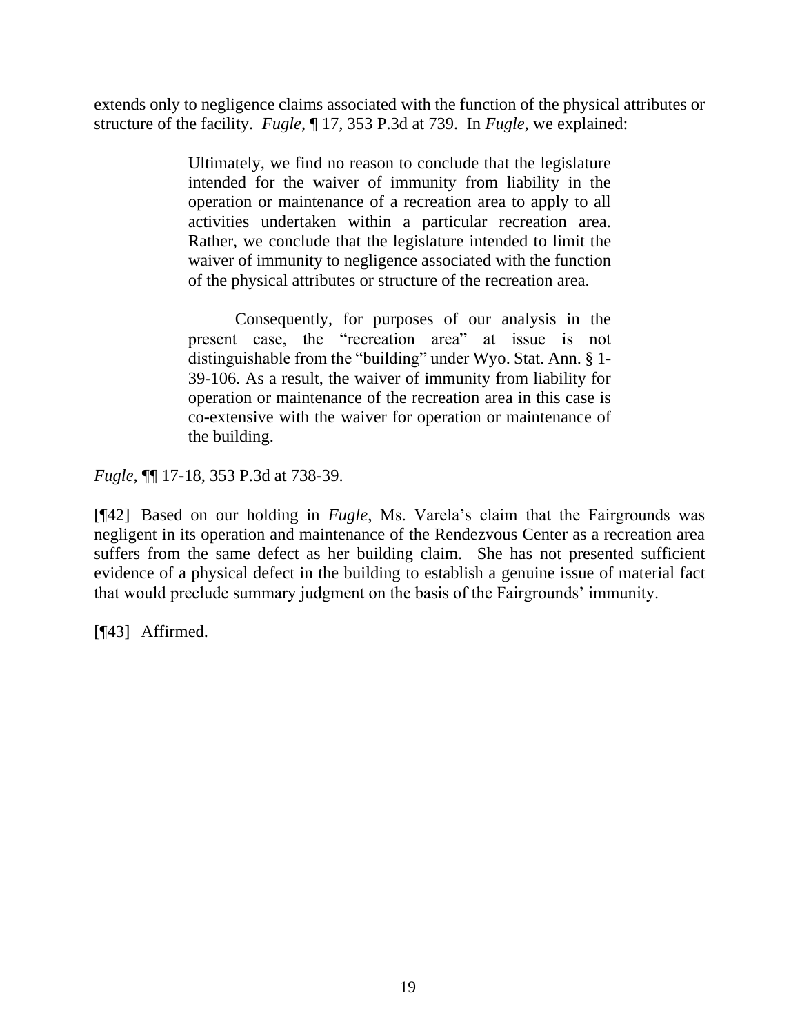extends only to negligence claims associated with the function of the physical attributes or structure of the facility. *Fugle*, ¶ 17, 353 P.3d at 739. In *Fugle*, we explained:

> Ultimately, we find no reason to conclude that the legislature intended for the waiver of immunity from liability in the operation or maintenance of a recreation area to apply to all activities undertaken within a particular recreation area. Rather, we conclude that the legislature intended to limit the waiver of immunity to negligence associated with the function of the physical attributes or structure of the recreation area.
>
> Consequently, for purposes of our analysis in the present case, the "recreation area" at issue is not distinguishable from the "building" under Wyo. Stat. Ann. § 1-39-106. As a result, the waiver of immunity from liability for operation or maintenance of the recreation area in this case is co-extensive with the waiver for operation or maintenance of the building.

*Fugle*, ¶¶ 17-18, 353 P.3d at 738-39.

[¶42] Based on our holding in *Fugle*, Ms. Varela's claim that the Fairgrounds was negligent in its operation and maintenance of the Rendezvous Center as a recreation area suffers from the same defect as her building claim. She has not presented sufficient evidence of a physical defect in the building to establish a genuine issue of material fact that would preclude summary judgment on the basis of the Fairgrounds' immunity.

[¶43] Affirmed.